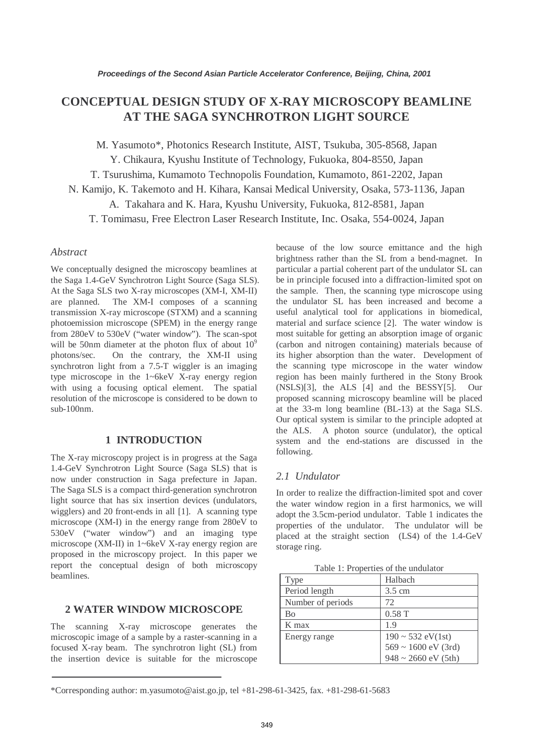# CONCEPTUAL DESIGN STUDY OF X-RAY MICROSCOPY BEAMLINE AT THE SAGA SYNCHROTRON LIGHT SOURCE

M. Yasumoto*, Photonics Research Institute, AIST, Tsukuba, 305-8568, Japan
Y. Chikaura, Kyushu Institute of Technology, Fukuoka, 804-8550, Japan
T. Tsurushima, Kumamoto Technopolis Foundation, Kumamoto, 861-2202, Japan
N. Kamijo, K. Takemoto and H. Kihara, Kansai Medical University, Osaka, 573-1136, Japan
A. Takahara and K. Hara, Kyushu University, Fukuoka, 812-8581, Japan
T. Tomimasu, Free Electron Laser Research Institute, Inc. Osaka, 554-0024, Japan

### *Abstract*

We conceptually designed the microscopy beamlines at the Saga 1.4-GeV Synchrotron Light Source (Saga SLS). At the Saga SLS two X-ray microscopes (XM-I, XM-II) are planned. The XM-I composes of a scanning transmission X-ray microscope (STXM) and a scanning photoemission microscope (SPEM) in the energy range from 280eV to 530eV ("water window"). The scan-spot will be 50nm diameter at the photon flux of about $10^9$ photons/sec. On the contrary, the XM-II using synchrotron light from a 7.5-T wiggler is an imaging type microscope in the 1~6keV X-ray energy region with using a focusing optical element. The spatial resolution of the microscope is considered to be down to sub-100nm.

## 1 INTRODUCTION

The X-ray microscopy project is in progress at the Saga 1.4-GeV Synchrotron Light Source (Saga SLS) that is now under construction in Saga prefecture in Japan. The Saga SLS is a compact third-generation synchrotron light source that has six insertion devices (undulators, wigglers) and 20 front-ends in all [1]. A scanning type microscope (XM-I) in the energy range from 280eV to 530eV ("water window") and an imaging type microscope (XM-II) in 1~6keV X-ray energy region are proposed in the microscopy project. In this paper we report the conceptual design of both microscopy beamlines.

## 2 WATER WINDOW MICROSCOPE

The scanning X-ray microscope generates the microscopic image of a sample by a raster-scanning in a focused X-ray beam. The synchrotron light (SL) from the insertion device is suitable for the microscope because of the low source emittance and the high brightness rather than the SL from a bend-magnet. In particular a partial coherent part of the undulator SL can be in principle focused into a diffraction-limited spot on the sample. Then, the scanning type microscope using the undulator SL has been increased and become a useful analytical tool for applications in biomedical, material and surface science [2]. The water window is most suitable for getting an absorption image of organic (carbon and nitrogen containing) materials because of its higher absorption than the water. Development of the scanning type microscope in the water window region has been mainly furthered in the Stony Brook (NSLS)[3], the ALS [4] and the BESSY[5]. Our proposed scanning microscopy beamline will be placed at the 33-m long beamline (BL-13) at the Saga SLS. Our optical system is similar to the principle adopted at the ALS. A photon source (undulator), the optical system and the end-stations are discussed in the following.

### *2.1 Undulator*

In order to realize the diffraction-limited spot and cover the water window region in a first harmonics, we will adopt the 3.5cm-period undulator. Table 1 indicates the properties of the undulator. The undulator will be placed at the straight section (LS4) of the 1.4-GeV storage ring.

Table 1: Properties of the undulator

| Type | Halbach |
|---|---|
| Period length | 3.5 cm |
| Number of periods | 72 |
| Bo | 0.58 T |
| K max | 1.9 |
| Energy range | 190 ~ 532 eV(1st)<br>569 ~ 1600 eV (3rd)<br>948 ~ 2660 eV (5th) |

*Corresponding author: m.yasumoto@aist.go.jp, tel +81-298-61-3425, fax. +81-298-61-5683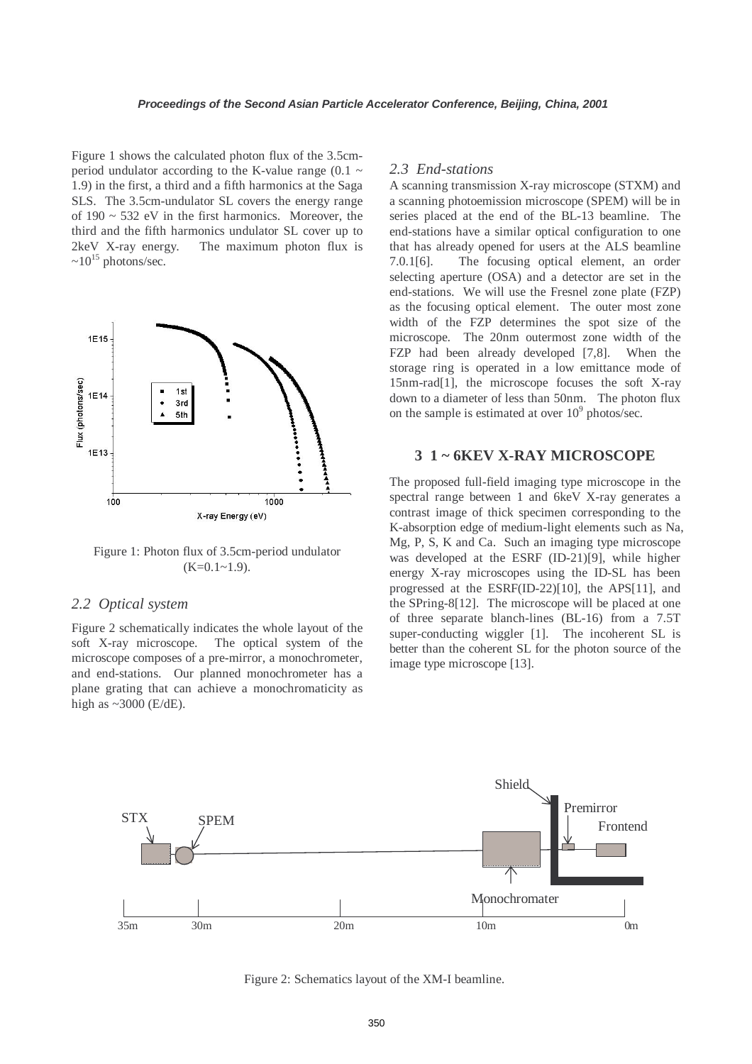Figure 1 shows the calculated photon flux of the 3.5cm-period undulator according to the K-value range (0.1 ~ 1.9) in the first, a third and a fifth harmonics at the Saga SLS. The 3.5cm-undulator SL covers the energy range of 190 ~ 532 eV in the first harmonics. Moreover, the third and the fifth harmonics undulator SL cover up to 2keV X-ray energy. The maximum photon flux is $\sim 10^{15}$ photons/sec.

Figure 1: Photon flux of 3.5cm-period undulator (K=0.1~1.9).

### 2.2 Optical system

Figure 2 schematically indicates the whole layout of the soft X-ray microscope. The optical system of the microscope composes of a pre-mirror, a monochrometer, and end-stations. Our planned monochrometer has a plane grating that can achieve a monochromaticity as high as ~3000 (E/dE).

### 2.3 End-stations

A scanning transmission X-ray microscope (STXM) and a scanning photoemission microscope (SPEM) will be in series placed at the end of the BL-13 beamline. The end-stations have a similar optical configuration to one that has already opened for users at the ALS beamline 7.0.1[6]. The focusing optical element, an order selecting aperture (OSA) and a detector are set in the end-stations. We will use the Fresnel zone plate (FZP) as the focusing optical element. The outer most zone width of the FZP determines the spot size of the microscope. The 20nm outermost zone width of the FZP had been already developed [7,8]. When the storage ring is operated in a low emittance mode of 15nm-rad[1], the microscope focuses the soft X-ray down to a diameter of less than 50nm. The photon flux on the sample is estimated at over $10^9$ photos/sec.

## 3 1 ~ 6KEV X-RAY MICROSCOPE

The proposed full-field imaging type microscope in the spectral range between 1 and 6keV X-ray generates a contrast image of thick specimen corresponding to the K-absorption edge of medium-light elements such as Na, Mg, P, S, K and Ca. Such an imaging type microscope was developed at the ESRF (ID-21)[9], while higher energy X-ray microscopes using the ID-SL has been progressed at the ESRF(ID-22)[10], the APS[11], and the SPring-8[12]. The microscope will be placed at one of three separate blanch-lines (BL-16) from a 7.5T super-conducting wiggler [1]. The incoherent SL is better than the coherent SL for the photon source of the image type microscope [13].

Figure 2: Schematics layout of the XM-I beamline.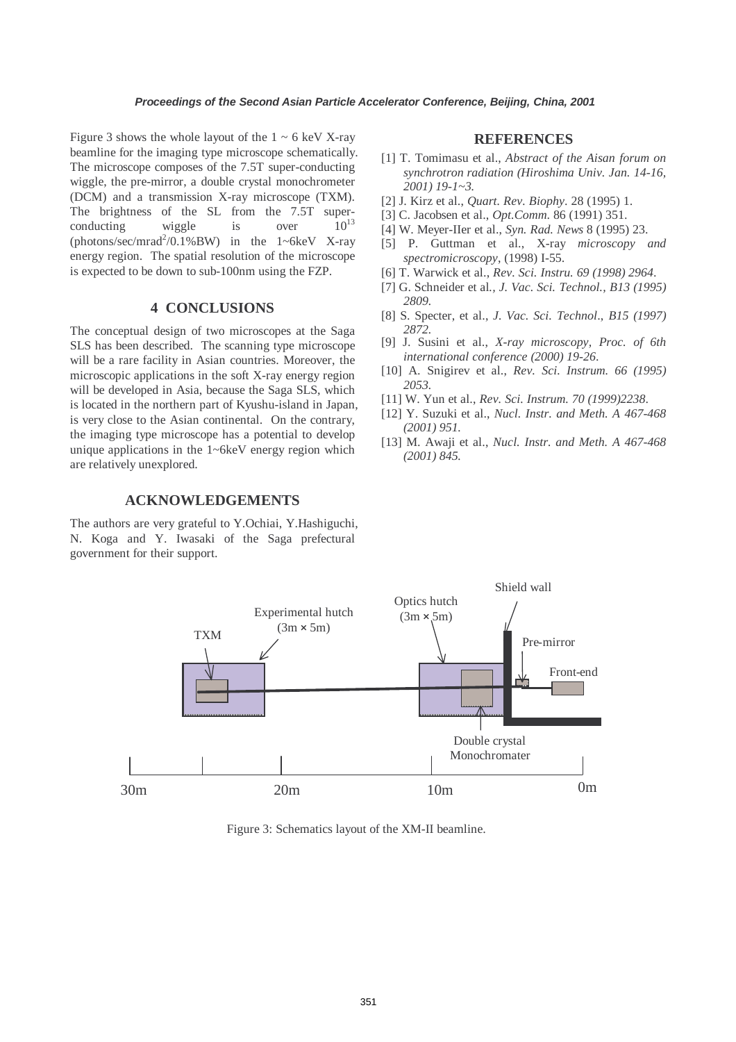Figure 3 shows the whole layout of the 1 ~ 6 keV X-ray beamline for the imaging type microscope schematically. The microscope composes of the 7.5T super-conducting wiggle, the pre-mirror, a double crystal monochrometer (DCM) and a transmission X-ray microscope (TXM). The brightness of the SL from the 7.5T super-conducting wiggle is over $10^{13}$ (photons/sec/mrad$^2$/0.1%BW) in the 1~6keV X-ray energy region. The spatial resolution of the microscope is expected to be down to sub-100nm using the FZP.

## 4 CONCLUSIONS

The conceptual design of two microscopes at the Saga SLS has been described. The scanning type microscope will be a rare facility in Asian countries. Moreover, the microscopic applications in the soft X-ray energy region will be developed in Asia, because the Saga SLS, which is located in the northern part of Kyushu-island in Japan, is very close to the Asian continental. On the contrary, the imaging type microscope has a potential to develop unique applications in the 1~6keV energy region which are relatively unexplored.

## ACKNOWLEDGEMENTS

The authors are very grateful to Y.Ochiai, Y.Hashiguchi, N. Koga and Y. Iwasaki of the Saga prefectural government for their support.

## REFERENCES

[1] T. Tomimasu et al., *Abstract of the Aisan forum on synchrotron radiation (Hiroshima Univ. Jan. 14-16, 2001) 19-1~3.*

[2] J. Kirz et al., *Quart. Rev. Biophy*. 28 (1995) 1.

[3] C. Jacobsen et al., *Opt.Comm.* 86 (1991) 351.

[4] W. Meyer-IIer et al., *Syn. Rad. News* 8 (1995) 23.

[5] P. Guttman et al., X-ray *microscopy and spectromicroscopy*, (1998) I-55.

[6] T. Warwick et al., *Rev. Sci. Instru. 69 (1998) 2964*.

[7] G. Schneider et al., *J. Vac. Sci. Technol., B13 (1995) 2809.*

[8] S. Specter, et al., *J. Vac. Sci. Technol., B15 (1997) 2872.*

[9] J. Susini et al., *X-ray microscopy, Proc. of 6th international conference (2000) 19-26*.

[10] A. Snigirev et al., *Rev. Sci. Instrum. 66 (1995) 2053.*

[11] W. Yun et al., *Rev. Sci. Instrum. 70 (1999)2238*.

[12] Y. Suzuki et al., *Nucl. Instr. and Meth. A 467-468 (2001) 951.*

[13] M. Awaji et al., *Nucl. Instr. and Meth. A 467-468 (2001) 845.*

Shield wall
Optics hutch (3m × 5m)
Experimental hutch (3m × 5m)
TXM
Pre-mirror
Front-end
Double crystal Monochromater
30m
20m
10m
0m

Figure 3: Schematics layout of the XM-II beamline.